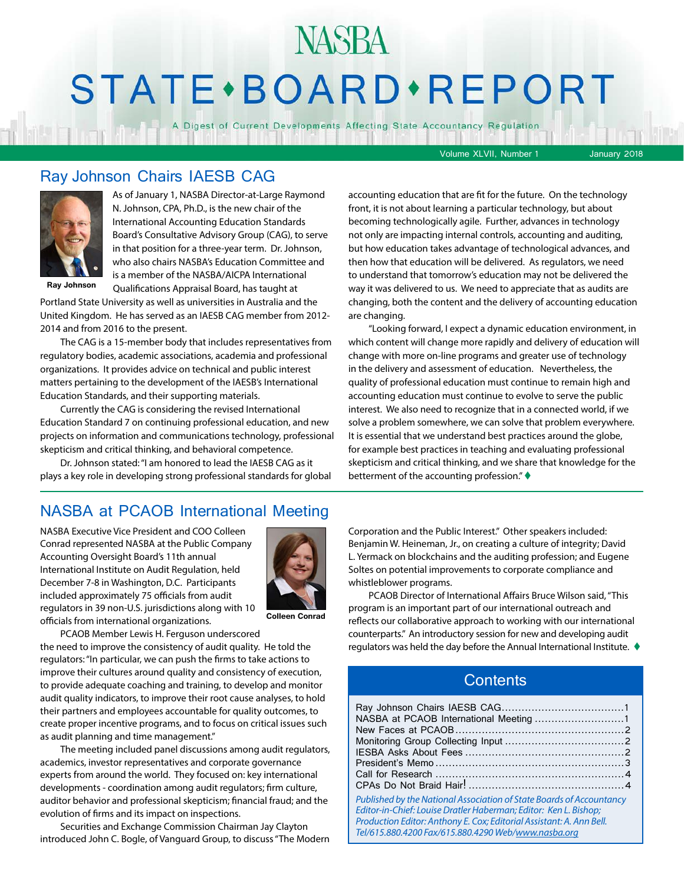# NASBA STATE • BOARD • REPORT

A Digest of Current Developments Affecting State Accountancy Regulation

Volume XLVII, Number 1 January 2018

## Ray Johnson Chairs IAESB CAG

Ray Johnson

As of January 1, NASBA Director-at-Large Raymond N. Johnson, CPA, Ph.D., is the new chair of the International Accounting Education Standards Board's Consultative Advisory Group (CAG), to serve in that position for a three-year term. Dr. Johnson, who also chairs NASBA's Education Committee and is a member of the NASBA/AICPA International Qualifications Appraisal Board, has taught at Portland State University as well as universities in Australia and the United Kingdom. He has served as an IAESB CAG member from 2012-2014 and from 2016 to the present.

The CAG is a 15-member body that includes representatives from regulatory bodies, academic associations, academia and professional organizations. It provides advice on technical and public interest matters pertaining to the development of the IAESB's International Education Standards, and their supporting materials.

Currently the CAG is considering the revised International Education Standard 7 on continuing professional education, and new projects on information and communications technology, professional skepticism and critical thinking, and behavioral competence.

Dr. Johnson stated: "I am honored to lead the IAESB CAG as it plays a key role in developing strong professional standards for global accounting education that are fit for the future. On the technology front, it is not about learning a particular technology, but about becoming technologically agile. Further, advances in technology not only are impacting internal controls, accounting and auditing, but how education takes advantage of technological advances, and then how that education will be delivered. As regulators, we need to understand that tomorrow's education may not be delivered the way it was delivered to us. We need to appreciate that as audits are changing, both the content and the delivery of accounting education are changing.

"Looking forward, I expect a dynamic education environment, in which content will change more rapidly and delivery of education will change with more on-line programs and greater use of technology in the delivery and assessment of education. Nevertheless, the quality of professional education must continue to remain high and accounting education must continue to evolve to serve the public interest. We also need to recognize that in a connected world, if we solve a problem somewhere, we can solve that problem everywhere. It is essential that we understand best practices around the globe, for example best practices in teaching and evaluating professional skepticism and critical thinking, and we share that knowledge for the betterment of the accounting profession." ♦

## NASBA at PCAOB International Meeting

Colleen Conrad

NASBA Executive Vice President and COO Colleen Conrad represented NASBA at the Public Company Accounting Oversight Board's 11th annual International Institute on Audit Regulation, held December 7-8 in Washington, D.C. Participants included approximately 75 officials from audit regulators in 39 non-U.S. jurisdictions along with 10 officials from international organizations.

PCAOB Member Lewis H. Ferguson underscored the need to improve the consistency of audit quality. He told the regulators: "In particular, we can push the firms to take actions to improve their cultures around quality and consistency of execution, to provide adequate coaching and training, to develop and monitor audit quality indicators, to improve their root cause analyses, to hold their partners and employees accountable for quality outcomes, to create proper incentive programs, and to focus on critical issues such as audit planning and time management."

The meeting included panel discussions among audit regulators, academics, investor representatives and corporate governance experts from around the world. They focused on: key international developments - coordination among audit regulators; firm culture, auditor behavior and professional skepticism; financial fraud; and the evolution of firms and its impact on inspections.

Securities and Exchange Commission Chairman Jay Clayton introduced John C. Bogle, of Vanguard Group, to discuss "The Modern Corporation and the Public Interest." Other speakers included: Benjamin W. Heineman, Jr., on creating a culture of integrity; David L. Yermack on blockchains and the auditing profession; and Eugene Soltes on potential improvements to corporate compliance and whistleblower programs.

PCAOB Director of International Affairs Bruce Wilson said, "This program is an important part of our international outreach and reflects our collaborative approach to working with our international counterparts." An introductory session for new and developing audit regulators was held the day before the Annual International Institute. ♦

## Contents

| | |
|---|---|
| Ray Johnson Chairs IAESB CAG | 1 |
| NASBA at PCAOB International Meeting | 1 |
| New Faces at PCAOB | 2 |
| Monitoring Group Collecting Input | 2 |
| IESBA Asks About Fees | 2 |
| President's Memo | 3 |
| Call for Research | 4 |
| CPAs Do Not Braid Hair! | 4 |

*Published by the National Association of State Boards of Accountancy Editor-in-Chief: Louise Dratler Haberman; Editor: Ken L. Bishop; Production Editor: Anthony E. Cox; Editorial Assistant: A. Ann Bell. Tel/615.880.4200 Fax/615.880.4290 Web/www.nasba.org*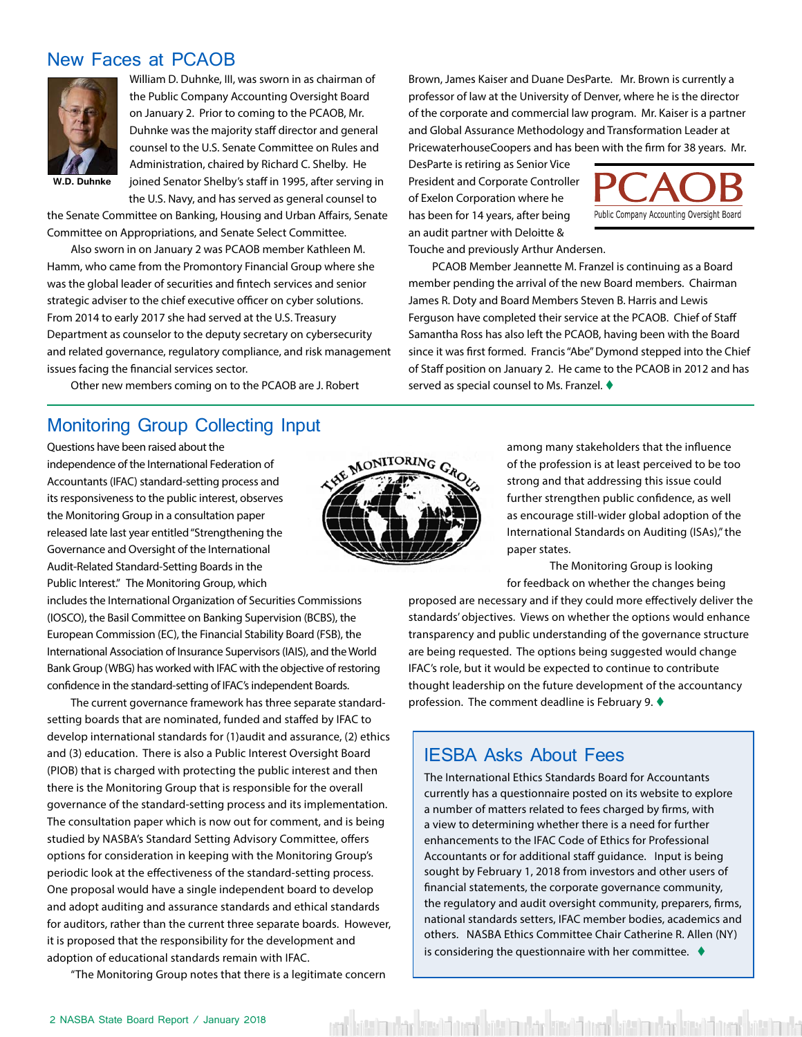## New Faces at PCAOB

W.D. Duhnke

William D. Duhnke, III, was sworn in as chairman of the Public Company Accounting Oversight Board on January 2. Prior to coming to the PCAOB, Mr. Duhnke was the majority staff director and general counsel to the U.S. Senate Committee on Rules and Administration, chaired by Richard C. Shelby. He joined Senator Shelby's staff in 1995, after serving in the U.S. Navy, and has served as general counsel to the Senate Committee on Banking, Housing and Urban Affairs, Senate Committee on Appropriations, and Senate Select Committee.

Also sworn in on January 2 was PCAOB member Kathleen M. Hamm, who came from the Promontory Financial Group where she was the global leader of securities and fintech services and senior strategic adviser to the chief executive officer on cyber solutions. From 2014 to early 2017 she had served at the U.S. Treasury Department as counselor to the deputy secretary on cybersecurity and related governance, regulatory compliance, and risk management issues facing the financial services sector.

Other new members coming on to the PCAOB are J. Robert Brown, James Kaiser and Duane DesParte. Mr. Brown is currently a professor of law at the University of Denver, where he is the director of the corporate and commercial law program. Mr. Kaiser is a partner and Global Assurance Methodology and Transformation Leader at PricewaterhouseCoopers and has been with the firm for 38 years. Mr. DesParte is retiring as Senior Vice President and Corporate Controller of Exelon Corporation where he has been for 14 years, after being an audit partner with Deloitte & Touche and previously Arthur Andersen.

PCAOB Member Jeannette M. Franzel is continuing as a Board member pending the arrival of the new Board members. Chairman James R. Doty and Board Members Steven B. Harris and Lewis Ferguson have completed their service at the PCAOB. Chief of Staff Samantha Ross has also left the PCAOB, having been with the Board since it was first formed. Francis "Abe" Dymond stepped into the Chief of Staff position on January 2. He came to the PCAOB in 2012 and has served as special counsel to Ms. Franzel. ♦

## Monitoring Group Collecting Input

Questions have been raised about the independence of the International Federation of Accountants (IFAC) standard-setting process and its responsiveness to the public interest, observes the Monitoring Group in a consultation paper released late last year entitled "Strengthening the Governance and Oversight of the International Audit-Related Standard-Setting Boards in the Public Interest." The Monitoring Group, which includes the International Organization of Securities Commissions (IOSCO), the Basil Committee on Banking Supervision (BCBS), the European Commission (EC), the Financial Stability Board (FSB), the International Association of Insurance Supervisors (IAIS), and the World Bank Group (WBG) has worked with IFAC with the objective of restoring confidence in the standard-setting of IFAC's independent Boards.

The current governance framework has three separate standard-setting boards that are nominated, funded and staffed by IFAC to develop international standards for (1)audit and assurance, (2) ethics and (3) education. There is also a Public Interest Oversight Board (PIOB) that is charged with protecting the public interest and then there is the Monitoring Group that is responsible for the overall governance of the standard-setting process and its implementation. The consultation paper which is now out for comment, and is being studied by NASBA's Standard Setting Advisory Committee, offers options for consideration in keeping with the Monitoring Group's periodic look at the effectiveness of the standard-setting process. One proposal would have a single independent board to develop and adopt auditing and assurance standards and ethical standards for auditors, rather than the current three separate boards. However, it is proposed that the responsibility for the development and adoption of educational standards remain with IFAC.

"The Monitoring Group notes that there is a legitimate concern among many stakeholders that the influence of the profession is at least perceived to be too strong and that addressing this issue could further strengthen public confidence, as well as encourage still-wider global adoption of the International Standards on Auditing (ISAs)," the paper states.

The Monitoring Group is looking for feedback on whether the changes being proposed are necessary and if they could more effectively deliver the standards' objectives. Views on whether the options would enhance transparency and public understanding of the governance structure are being requested. The options being suggested would change IFAC's role, but it would be expected to continue to contribute thought leadership on the future development of the accountancy profession. The comment deadline is February 9. ♦

## IESBA Asks About Fees

The International Ethics Standards Board for Accountants currently has a questionnaire posted on its website to explore a number of matters related to fees charged by firms, with a view to determining whether there is a need for further enhancements to the IFAC Code of Ethics for Professional Accountants or for additional staff guidance. Input is being sought by February 1, 2018 from investors and other users of financial statements, the corporate governance community, the regulatory and audit oversight community, preparers, firms, national standards setters, IFAC member bodies, academics and others. NASBA Ethics Committee Chair Catherine R. Allen (NY) is considering the questionnaire with her committee. ♦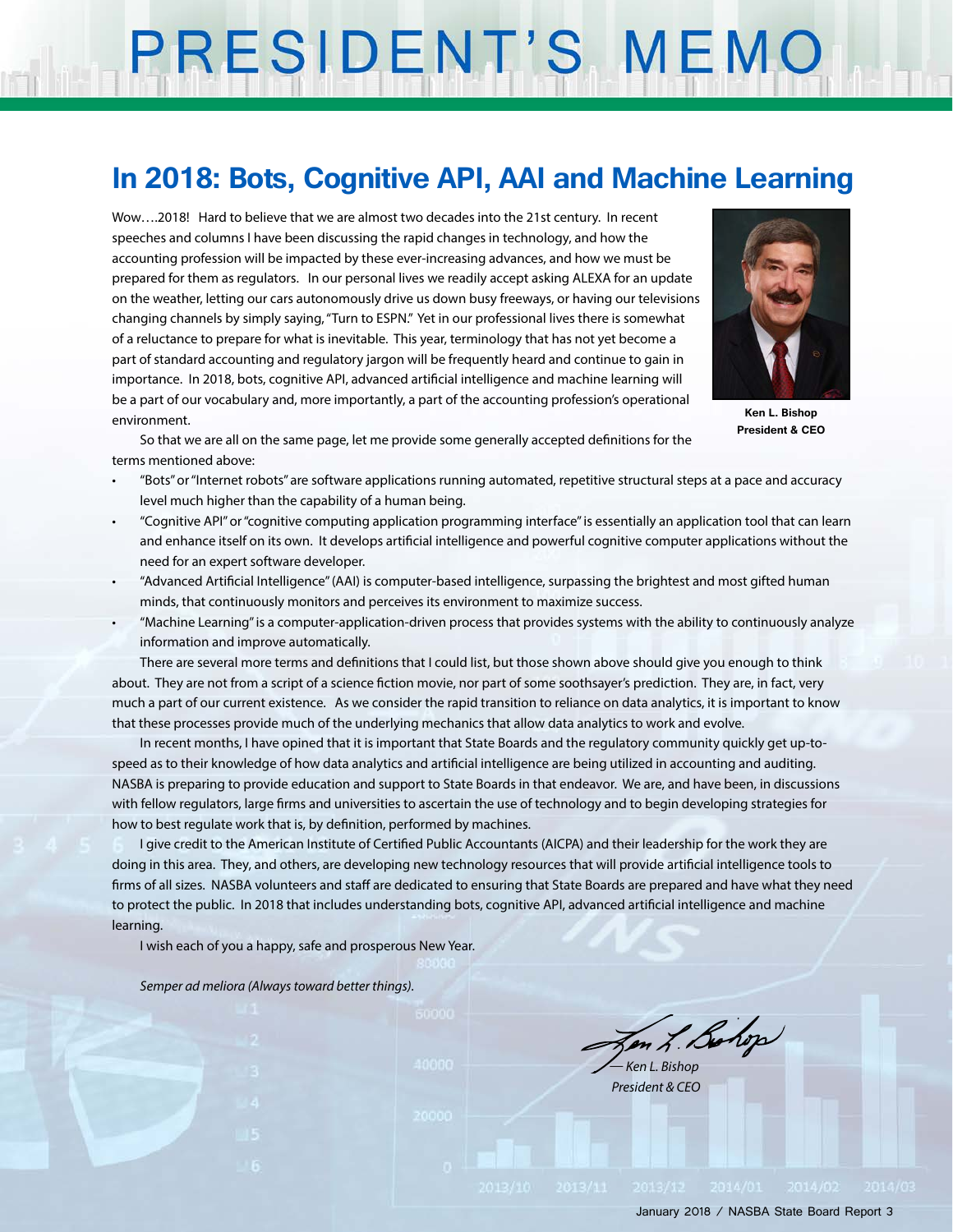# PRESIDENT'S MEMO

## In 2018: Bots, Cognitive API, AAI and Machine Learning

Wow….2018! Hard to believe that we are almost two decades into the 21st century. In recent speeches and columns I have been discussing the rapid changes in technology, and how the accounting profession will be impacted by these ever-increasing advances, and how we must be prepared for them as regulators. In our personal lives we readily accept asking ALEXA for an update on the weather, letting our cars autonomously drive us down busy freeways, or having our televisions changing channels by simply saying, "Turn to ESPN." Yet in our professional lives there is somewhat of a reluctance to prepare for what is inevitable. This year, terminology that has not yet become a part of standard accounting and regulatory jargon will be frequently heard and continue to gain in importance. In 2018, bots, cognitive API, advanced artificial intelligence and machine learning will be a part of our vocabulary and, more importantly, a part of the accounting profession's operational environment.

**Ken L. Bishop**
**President & CEO**

So that we are all on the same page, let me provide some generally accepted definitions for the terms mentioned above:

- "Bots" or "Internet robots" are software applications running automated, repetitive structural steps at a pace and accuracy level much higher than the capability of a human being.
- "Cognitive API" or "cognitive computing application programming interface" is essentially an application tool that can learn and enhance itself on its own. It develops artificial intelligence and powerful cognitive computer applications without the need for an expert software developer.
- "Advanced Artificial Intelligence" (AAI) is computer-based intelligence, surpassing the brightest and most gifted human minds, that continuously monitors and perceives its environment to maximize success.
- "Machine Learning" is a computer-application-driven process that provides systems with the ability to continuously analyze information and improve automatically.

There are several more terms and definitions that I could list, but those shown above should give you enough to think about. They are not from a script of a science fiction movie, nor part of some soothsayer's prediction. They are, in fact, very much a part of our current existence. As we consider the rapid transition to reliance on data analytics, it is important to know that these processes provide much of the underlying mechanics that allow data analytics to work and evolve.

In recent months, I have opined that it is important that State Boards and the regulatory community quickly get up-to-speed as to their knowledge of how data analytics and artificial intelligence are being utilized in accounting and auditing. NASBA is preparing to provide education and support to State Boards in that endeavor. We are, and have been, in discussions with fellow regulators, large firms and universities to ascertain the use of technology and to begin developing strategies for how to best regulate work that is, by definition, performed by machines.

I give credit to the American Institute of Certified Public Accountants (AICPA) and their leadership for the work they are doing in this area. They, and others, are developing new technology resources that will provide artificial intelligence tools to firms of all sizes. NASBA volunteers and staff are dedicated to ensuring that State Boards are prepared and have what they need to protect the public. In 2018 that includes understanding bots, cognitive API, advanced artificial intelligence and machine learning.

I wish each of you a happy, safe and prosperous New Year.

*Semper ad meliora (Always toward better things).*

*— Ken L. Bishop*
*President & CEO*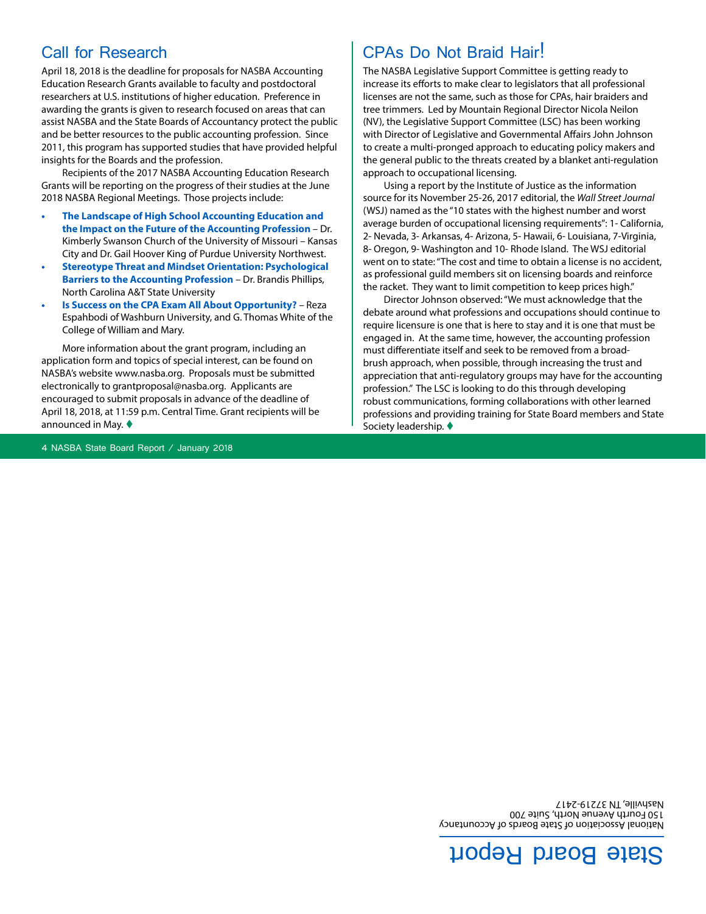## Call for Research

April 18, 2018 is the deadline for proposals for NASBA Accounting Education Research Grants available to faculty and postdoctoral researchers at U.S. institutions of higher education. Preference in awarding the grants is given to research focused on areas that can assist NASBA and the State Boards of Accountancy protect the public and be better resources to the public accounting profession. Since 2011, this program has supported studies that have provided helpful insights for the Boards and the profession.

Recipients of the 2017 NASBA Accounting Education Research Grants will be reporting on the progress of their studies at the June 2018 NASBA Regional Meetings. Those projects include:

- **The Landscape of High School Accounting Education and the Impact on the Future of the Accounting Profession** – Dr. Kimberly Swanson Church of the University of Missouri – Kansas City and Dr. Gail Hoover King of Purdue University Northwest.
- **Stereotype Threat and Mindset Orientation: Psychological Barriers to the Accounting Profession** – Dr. Brandis Phillips, North Carolina A&T State University
- **Is Success on the CPA Exam All About Opportunity?** – Reza Espahbodi of Washburn University, and G. Thomas White of the College of William and Mary.

More information about the grant program, including an application form and topics of special interest, can be found on NASBA's website www.nasba.org. Proposals must be submitted electronically to grantproposal@nasba.org. Applicants are encouraged to submit proposals in advance of the deadline of April 18, 2018, at 11:59 p.m. Central Time. Grant recipients will be announced in May. ♦

## CPAs Do Not Braid Hair!

The NASBA Legislative Support Committee is getting ready to increase its efforts to make clear to legislators that all professional licenses are not the same, such as those for CPAs, hair braiders and tree trimmers. Led by Mountain Regional Director Nicola Neilon (NV), the Legislative Support Committee (LSC) has been working with Director of Legislative and Governmental Affairs John Johnson to create a multi-pronged approach to educating policy makers and the general public to the threats created by a blanket anti-regulation approach to occupational licensing.

Using a report by the Institute of Justice as the information source for its November 25-26, 2017 editorial, the *Wall Street Journal* (WSJ) named as the "10 states with the highest number and worst average burden of occupational licensing requirements": 1- California, 2- Nevada, 3- Arkansas, 4- Arizona, 5- Hawaii, 6- Louisiana, 7-Virginia, 8- Oregon, 9- Washington and 10- Rhode Island. The WSJ editorial went on to state: "The cost and time to obtain a license is no accident, as professional guild members sit on licensing boards and reinforce the racket. They want to limit competition to keep prices high."

Director Johnson observed: "We must acknowledge that the debate around what professions and occupations should continue to require licensure is one that is here to stay and it is one that must be engaged in. At the same time, however, the accounting profession must differentiate itself and seek to be removed from a broad-brush approach, when possible, through increasing the trust and appreciation that anti-regulatory groups may have for the accounting profession." The LSC is looking to do this through developing robust communications, forming collaborations with other learned professions and providing training for State Board members and State Society leadership. ♦

State Board Report

National Association of State Boards of Accountancy
150 Fourth Avenue North, Suite 700
Nashville, TN 37219-2417